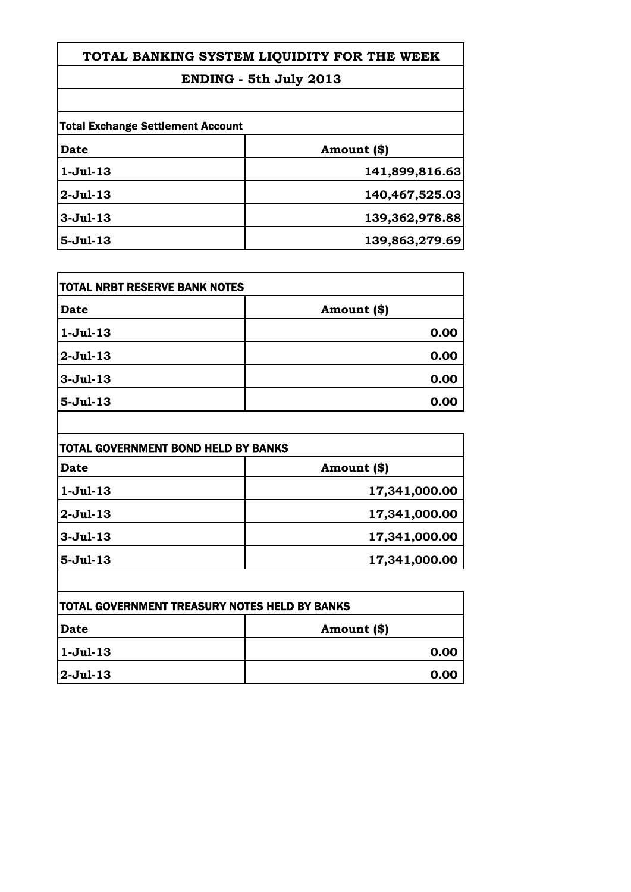# TOTAL BANKING SYSTEM LIQUIDITY FOR THE WEEK

## ENDING - 5th July 2013

### Total Exchange Settlement Account

| Date | Amount ($) |
|---|---|
| 1-Jul-13 | 141,899,816.63 |
| 2-Jul-13 | 140,467,525.03 |
| 3-Jul-13 | 139,362,978.88 |
| 5-Jul-13 | 139,863,279.69 |

### TOTAL NRBT RESERVE BANK NOTES

| Date | Amount ($) |
|---|---|
| 1-Jul-13 | 0.00 |
| 2-Jul-13 | 0.00 |
| 3-Jul-13 | 0.00 |
| 5-Jul-13 | 0.00 |

### TOTAL GOVERNMENT BOND HELD BY BANKS

| Date | Amount ($) |
|---|---|
| 1-Jul-13 | 17,341,000.00 |
| 2-Jul-13 | 17,341,000.00 |
| 3-Jul-13 | 17,341,000.00 |
| 5-Jul-13 | 17,341,000.00 |

### TOTAL GOVERNMENT TREASURY NOTES HELD BY BANKS

| Date | Amount ($) |
|---|---|
| 1-Jul-13 | 0.00 |
| 2-Jul-13 | 0.00 |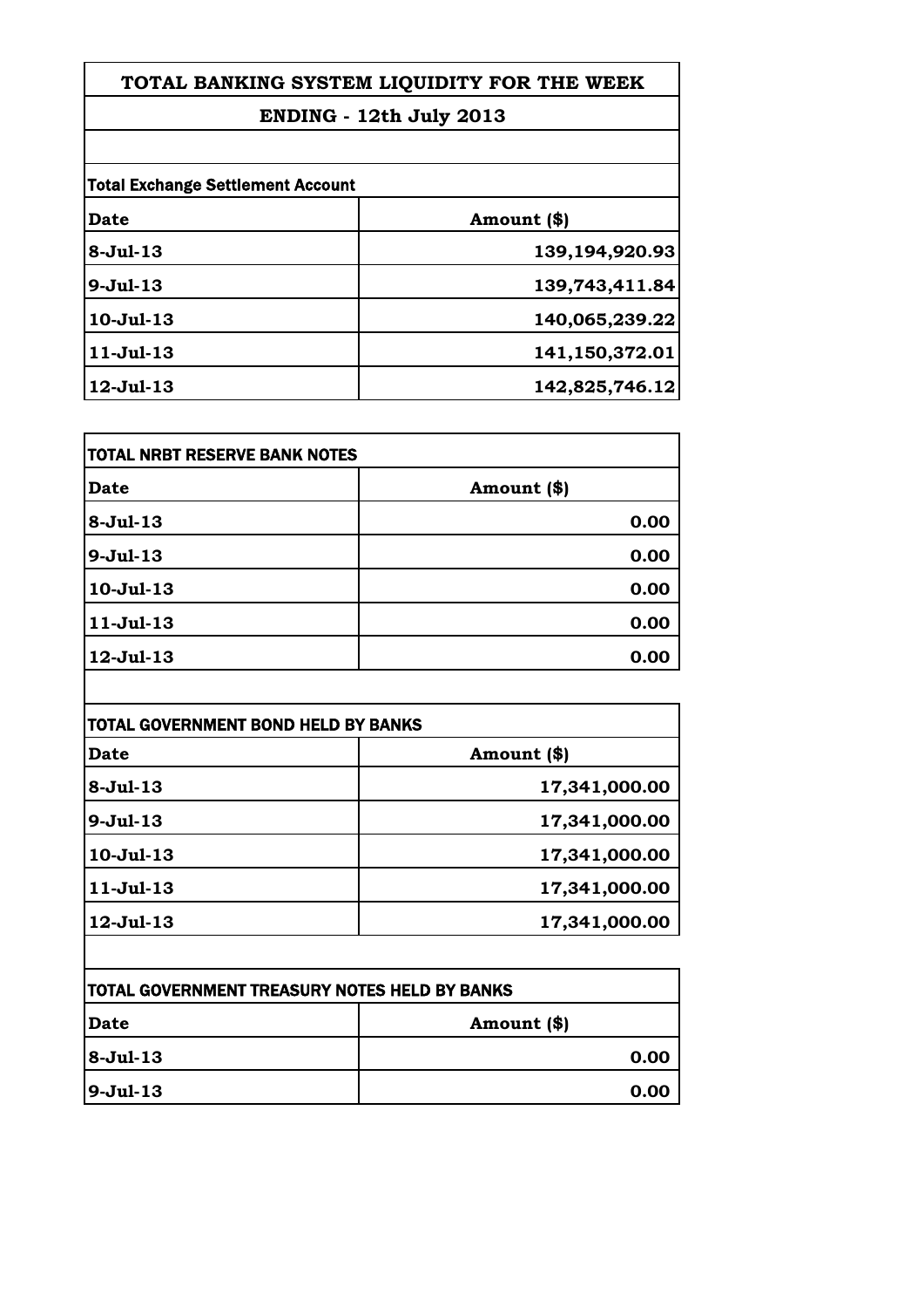# TOTAL BANKING SYSTEM LIQUIDITY FOR THE WEEK

## ENDING - 12th July 2013

**Total Exchange Settlement Account**

| Date | Amount ($) |
|---|---|
| 8-Jul-13 | 139,194,920.93 |
| 9-Jul-13 | 139,743,411.84 |
| 10-Jul-13 | 140,065,239.22 |
| 11-Jul-13 | 141,150,372.01 |
| 12-Jul-13 | 142,825,746.12 |

**TOTAL NRBT RESERVE BANK NOTES**

| Date | Amount ($) |
|---|---|
| 8-Jul-13 | 0.00 |
| 9-Jul-13 | 0.00 |
| 10-Jul-13 | 0.00 |
| 11-Jul-13 | 0.00 |
| 12-Jul-13 | 0.00 |

**TOTAL GOVERNMENT BOND HELD BY BANKS**

| Date | Amount ($) |
|---|---|
| 8-Jul-13 | 17,341,000.00 |
| 9-Jul-13 | 17,341,000.00 |
| 10-Jul-13 | 17,341,000.00 |
| 11-Jul-13 | 17,341,000.00 |
| 12-Jul-13 | 17,341,000.00 |

**TOTAL GOVERNMENT TREASURY NOTES HELD BY BANKS**

| Date | Amount ($) |
|---|---|
| 8-Jul-13 | 0.00 |
| 9-Jul-13 | 0.00 |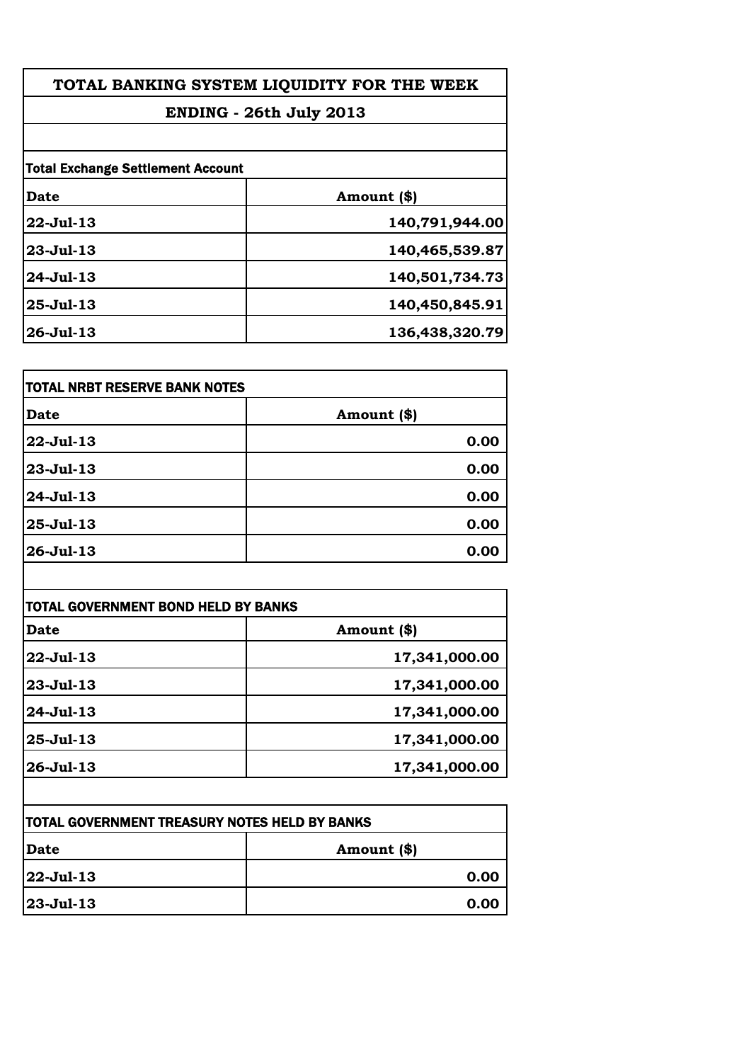# TOTAL BANKING SYSTEM LIQUIDITY FOR THE WEEK

## ENDING - 26th July 2013

**Total Exchange Settlement Account**

| Date | Amount ($) |
|---|---|
| 22-Jul-13 | 140,791,944.00 |
| 23-Jul-13 | 140,465,539.87 |
| 24-Jul-13 | 140,501,734.73 |
| 25-Jul-13 | 140,450,845.91 |
| 26-Jul-13 | 136,438,320.79 |

**TOTAL NRBT RESERVE BANK NOTES**

| Date | Amount ($) |
|---|---|
| 22-Jul-13 | 0.00 |
| 23-Jul-13 | 0.00 |
| 24-Jul-13 | 0.00 |
| 25-Jul-13 | 0.00 |
| 26-Jul-13 | 0.00 |

**TOTAL GOVERNMENT BOND HELD BY BANKS**

| Date | Amount ($) |
|---|---|
| 22-Jul-13 | 17,341,000.00 |
| 23-Jul-13 | 17,341,000.00 |
| 24-Jul-13 | 17,341,000.00 |
| 25-Jul-13 | 17,341,000.00 |
| 26-Jul-13 | 17,341,000.00 |

**TOTAL GOVERNMENT TREASURY NOTES HELD BY BANKS**

| Date | Amount ($) |
|---|---|
| 22-Jul-13 | 0.00 |
| 23-Jul-13 | 0.00 |